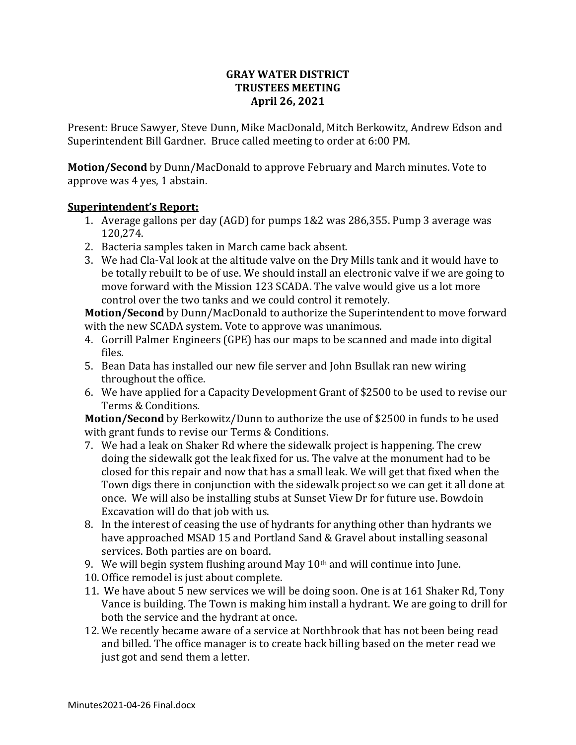**GRAY WATER DISTRICT**
**TRUSTEES MEETING**
**April 26, 2021**

Present: Bruce Sawyer, Steve Dunn, Mike MacDonald, Mitch Berkowitz, Andrew Edson and Superintendent Bill Gardner. Bruce called meeting to order at 6:00 PM.

**Motion/Second** by Dunn/MacDonald to approve February and March minutes. Vote to approve was 4 yes, 1 abstain.

**Superintendent's Report:**

1. Average gallons per day (AGD) for pumps 1&2 was 286,355. Pump 3 average was 120,274.
2. Bacteria samples taken in March came back absent.
3. We had Cla-Val look at the altitude valve on the Dry Mills tank and it would have to be totally rebuilt to be of use. We should install an electronic valve if we are going to move forward with the Mission 123 SCADA. The valve would give us a lot more control over the two tanks and we could control it remotely.

   **Motion/Second** by Dunn/MacDonald to authorize the Superintendent to move forward with the new SCADA system. Vote to approve was unanimous.
4. Gorrill Palmer Engineers (GPE) has our maps to be scanned and made into digital files.
5. Bean Data has installed our new file server and John Bsullak ran new wiring throughout the office.
6. We have applied for a Capacity Development Grant of $2500 to be used to revise our Terms & Conditions.

   **Motion/Second** by Berkowitz/Dunn to authorize the use of $2500 in funds to be used with grant funds to revise our Terms & Conditions.
7. We had a leak on Shaker Rd where the sidewalk project is happening. The crew doing the sidewalk got the leak fixed for us. The valve at the monument had to be closed for this repair and now that has a small leak. We will get that fixed when the Town digs there in conjunction with the sidewalk project so we can get it all done at once. We will also be installing stubs at Sunset View Dr for future use. Bowdoin Excavation will do that job with us.
8. In the interest of ceasing the use of hydrants for anything other than hydrants we have approached MSAD 15 and Portland Sand & Gravel about installing seasonal services. Both parties are on board.
9. We will begin system flushing around May 10th and will continue into June.
10. Office remodel is just about complete.
11. We have about 5 new services we will be doing soon. One is at 161 Shaker Rd, Tony Vance is building. The Town is making him install a hydrant. We are going to drill for both the service and the hydrant at once.
12. We recently became aware of a service at Northbrook that has not been being read and billed. The office manager is to create back billing based on the meter read we just got and send them a letter.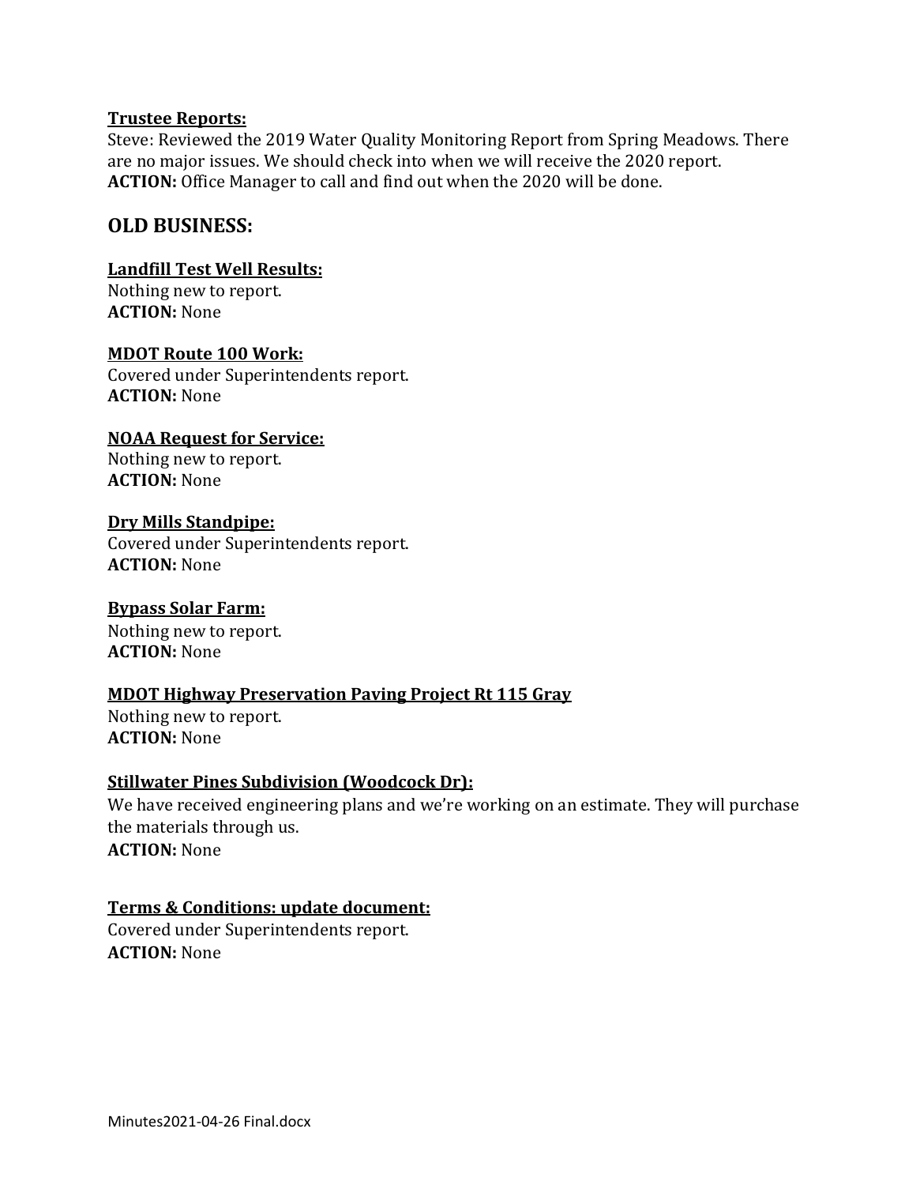**Trustee Reports:**

Steve: Reviewed the 2019 Water Quality Monitoring Report from Spring Meadows. There are no major issues. We should check into when we will receive the 2020 report.
**ACTION:** Office Manager to call and find out when the 2020 will be done.

## OLD BUSINESS:

**Landfill Test Well Results:**

Nothing new to report.
**ACTION:** None

**MDOT Route 100 Work:**

Covered under Superintendents report.
**ACTION:** None

**NOAA Request for Service:**

Nothing new to report.
**ACTION:** None

**Dry Mills Standpipe:**

Covered under Superintendents report.
**ACTION:** None

**Bypass Solar Farm:**

Nothing new to report.
**ACTION:** None

**MDOT Highway Preservation Paving Project Rt 115 Gray**

Nothing new to report.
**ACTION:** None

**Stillwater Pines Subdivision (Woodcock Dr):**

We have received engineering plans and we're working on an estimate. They will purchase the materials through us.
**ACTION:** None

**Terms & Conditions: update document:**

Covered under Superintendents report.
**ACTION:** None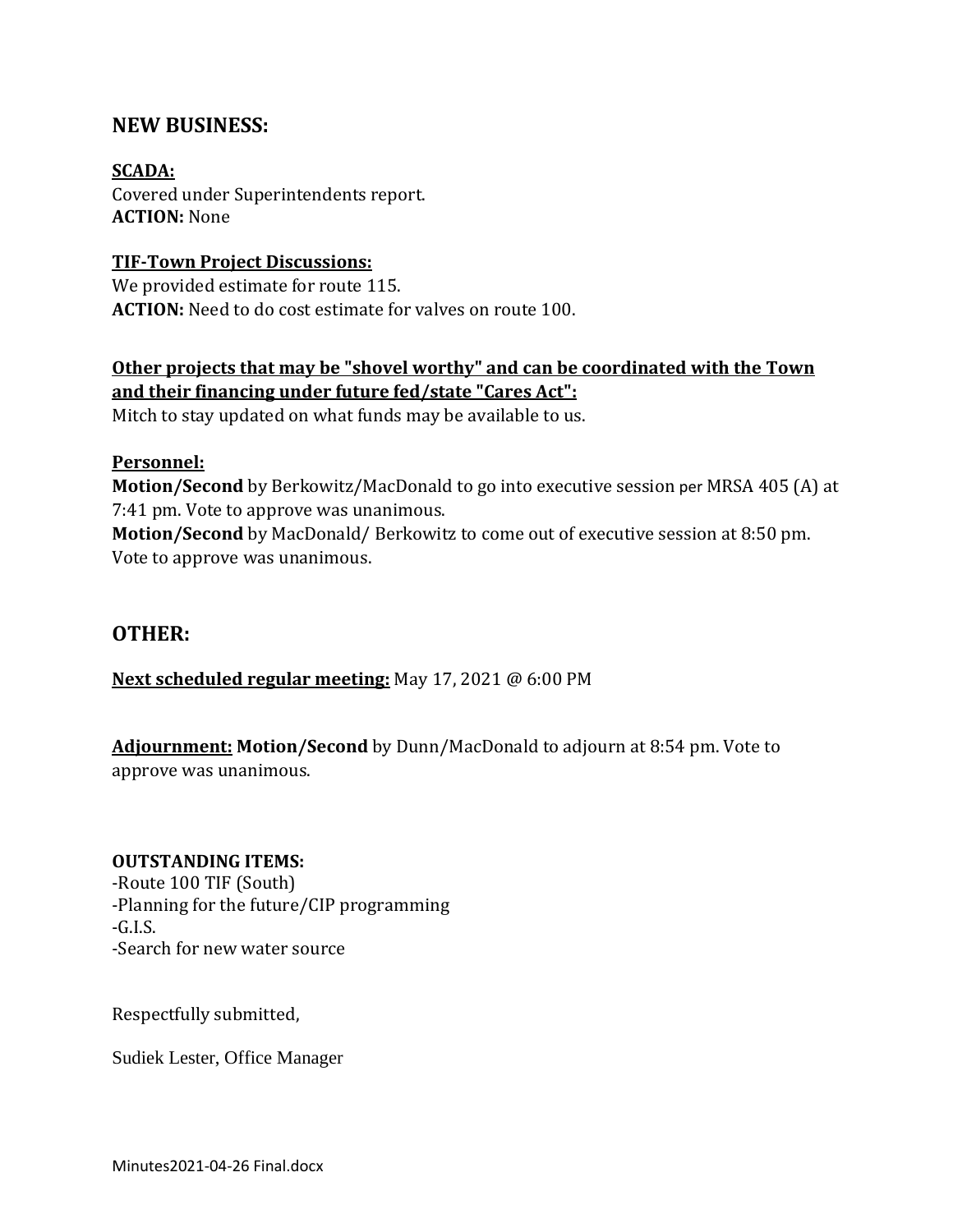## NEW BUSINESS:

**SCADA:**
Covered under Superintendents report.
**ACTION:** None

**TIF-Town Project Discussions:**
We provided estimate for route 115.
**ACTION:** Need to do cost estimate for valves on route 100.

**Other projects that may be "shovel worthy" and can be coordinated with the Town and their financing under future fed/state "Cares Act":**
Mitch to stay updated on what funds may be available to us.

**Personnel:**
**Motion/Second** by Berkowitz/MacDonald to go into executive session per MRSA 405 (A) at 7:41 pm. Vote to approve was unanimous.
**Motion/Second** by MacDonald/ Berkowitz to come out of executive session at 8:50 pm. Vote to approve was unanimous.

## OTHER:

**Next scheduled regular meeting:** May 17, 2021 @ 6:00 PM

**Adjournment:** **Motion/Second** by Dunn/MacDonald to adjourn at 8:54 pm. Vote to approve was unanimous.

**OUTSTANDING ITEMS:**
-Route 100 TIF (South)
-Planning for the future/CIP programming
-G.I.S.
-Search for new water source

Respectfully submitted,

Sudiek Lester, Office Manager

Minutes2021-04-26 Final.docx